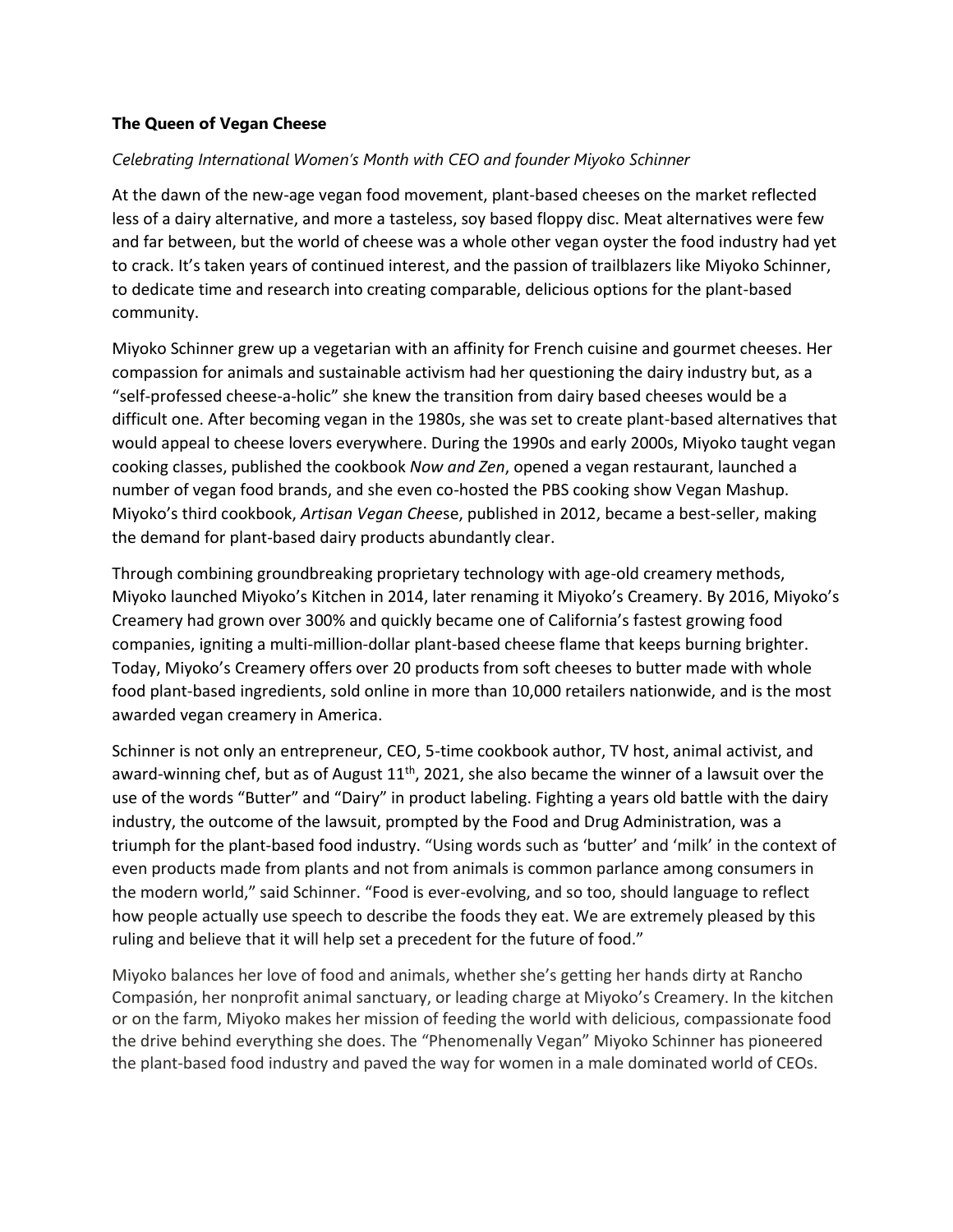**The Queen of Vegan Cheese**

*Celebrating International Women's Month with CEO and founder Miyoko Schinner*

At the dawn of the new-age vegan food movement, plant-based cheeses on the market reflected less of a dairy alternative, and more a tasteless, soy based floppy disc. Meat alternatives were few and far between, but the world of cheese was a whole other vegan oyster the food industry had yet to crack. It's taken years of continued interest, and the passion of trailblazers like Miyoko Schinner, to dedicate time and research into creating comparable, delicious options for the plant-based community.

Miyoko Schinner grew up a vegetarian with an affinity for French cuisine and gourmet cheeses. Her compassion for animals and sustainable activism had her questioning the dairy industry but, as a "self-professed cheese-a-holic" she knew the transition from dairy based cheeses would be a difficult one. After becoming vegan in the 1980s, she was set to create plant-based alternatives that would appeal to cheese lovers everywhere. During the 1990s and early 2000s, Miyoko taught vegan cooking classes, published the cookbook *Now and Zen*, opened a vegan restaurant, launched a number of vegan food brands, and she even co-hosted the PBS cooking show Vegan Mashup. Miyoko's third cookbook, *Artisan Vegan Chee*se, published in 2012, became a best-seller, making the demand for plant-based dairy products abundantly clear.

Through combining groundbreaking proprietary technology with age-old creamery methods, Miyoko launched Miyoko's Kitchen in 2014, later renaming it Miyoko's Creamery. By 2016, Miyoko's Creamery had grown over 300% and quickly became one of California's fastest growing food companies, igniting a multi-million-dollar plant-based cheese flame that keeps burning brighter. Today, Miyoko's Creamery offers over 20 products from soft cheeses to butter made with whole food plant-based ingredients, sold online in more than 10,000 retailers nationwide, and is the most awarded vegan creamery in America.

Schinner is not only an entrepreneur, CEO, 5-time cookbook author, TV host, animal activist, and award-winning chef, but as of August 11th, 2021, she also became the winner of a lawsuit over the use of the words "Butter" and "Dairy" in product labeling. Fighting a years old battle with the dairy industry, the outcome of the lawsuit, prompted by the Food and Drug Administration, was a triumph for the plant-based food industry. "Using words such as 'butter' and 'milk' in the context of even products made from plants and not from animals is common parlance among consumers in the modern world," said Schinner. "Food is ever-evolving, and so too, should language to reflect how people actually use speech to describe the foods they eat. We are extremely pleased by this ruling and believe that it will help set a precedent for the future of food."

Miyoko balances her love of food and animals, whether she's getting her hands dirty at Rancho Compasión, her nonprofit animal sanctuary, or leading charge at Miyoko's Creamery. In the kitchen or on the farm, Miyoko makes her mission of feeding the world with delicious, compassionate food the drive behind everything she does. The "Phenomenally Vegan" Miyoko Schinner has pioneered the plant-based food industry and paved the way for women in a male dominated world of CEOs.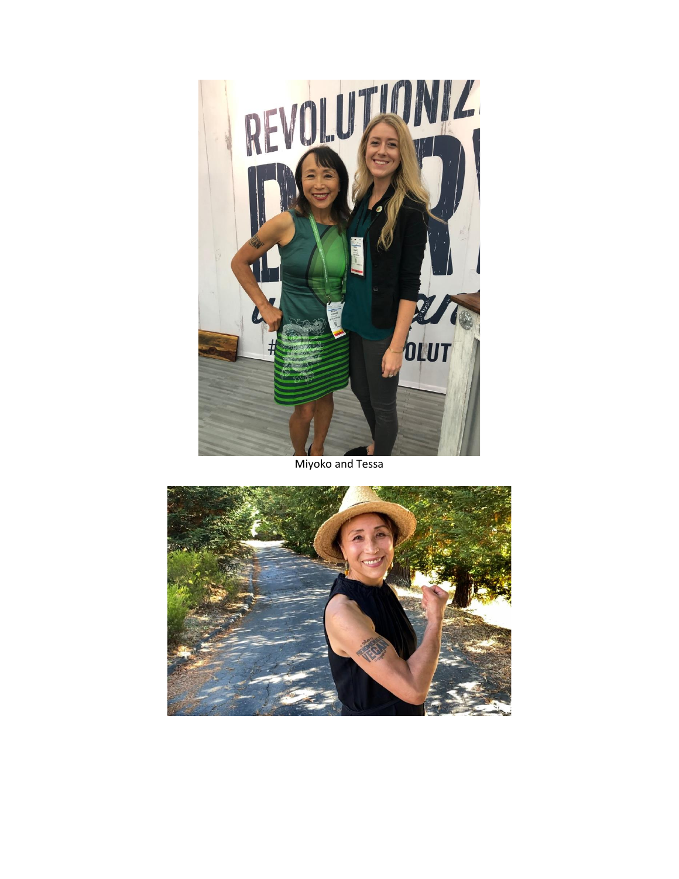Miyoko and Tessa